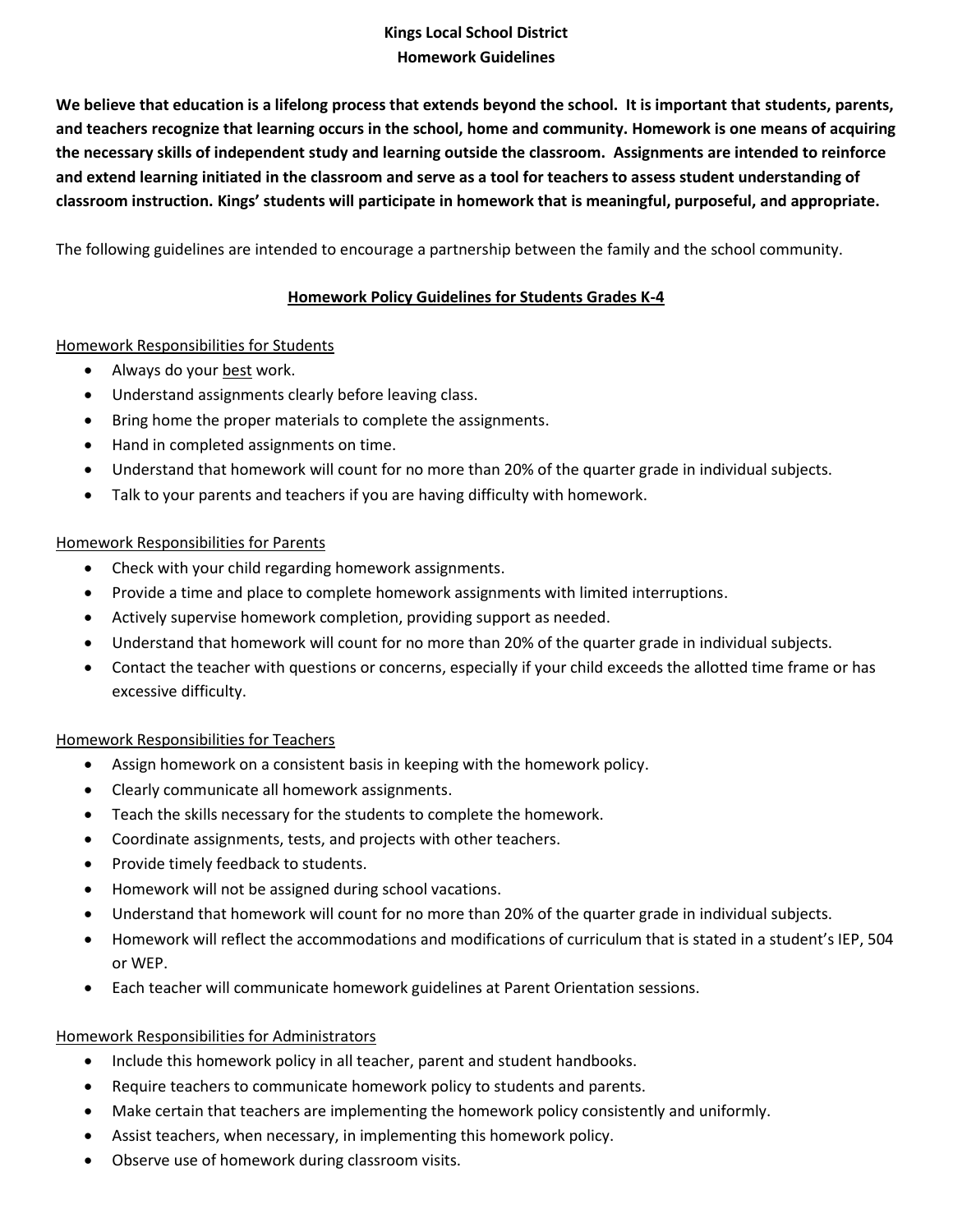# Kings Local School District
## Homework Guidelines

**We believe that education is a lifelong process that extends beyond the school. It is important that students, parents, and teachers recognize that learning occurs in the school, home and community. Homework is one means of acquiring the necessary skills of independent study and learning outside the classroom. Assignments are intended to reinforce and extend learning initiated in the classroom and serve as a tool for teachers to assess student understanding of classroom instruction. Kings' students will participate in homework that is meaningful, purposeful, and appropriate.**

The following guidelines are intended to encourage a partnership between the family and the school community.

### Homework Policy Guidelines for Students Grades K-4

#### Homework Responsibilities for Students

- Always do your best work.
- Understand assignments clearly before leaving class.
- Bring home the proper materials to complete the assignments.
- Hand in completed assignments on time.
- Understand that homework will count for no more than 20% of the quarter grade in individual subjects.
- Talk to your parents and teachers if you are having difficulty with homework.

#### Homework Responsibilities for Parents

- Check with your child regarding homework assignments.
- Provide a time and place to complete homework assignments with limited interruptions.
- Actively supervise homework completion, providing support as needed.
- Understand that homework will count for no more than 20% of the quarter grade in individual subjects.
- Contact the teacher with questions or concerns, especially if your child exceeds the allotted time frame or has excessive difficulty.

#### Homework Responsibilities for Teachers

- Assign homework on a consistent basis in keeping with the homework policy.
- Clearly communicate all homework assignments.
- Teach the skills necessary for the students to complete the homework.
- Coordinate assignments, tests, and projects with other teachers.
- Provide timely feedback to students.
- Homework will not be assigned during school vacations.
- Understand that homework will count for no more than 20% of the quarter grade in individual subjects.
- Homework will reflect the accommodations and modifications of curriculum that is stated in a student's IEP, 504 or WEP.
- Each teacher will communicate homework guidelines at Parent Orientation sessions.

#### Homework Responsibilities for Administrators

- Include this homework policy in all teacher, parent and student handbooks.
- Require teachers to communicate homework policy to students and parents.
- Make certain that teachers are implementing the homework policy consistently and uniformly.
- Assist teachers, when necessary, in implementing this homework policy.
- Observe use of homework during classroom visits.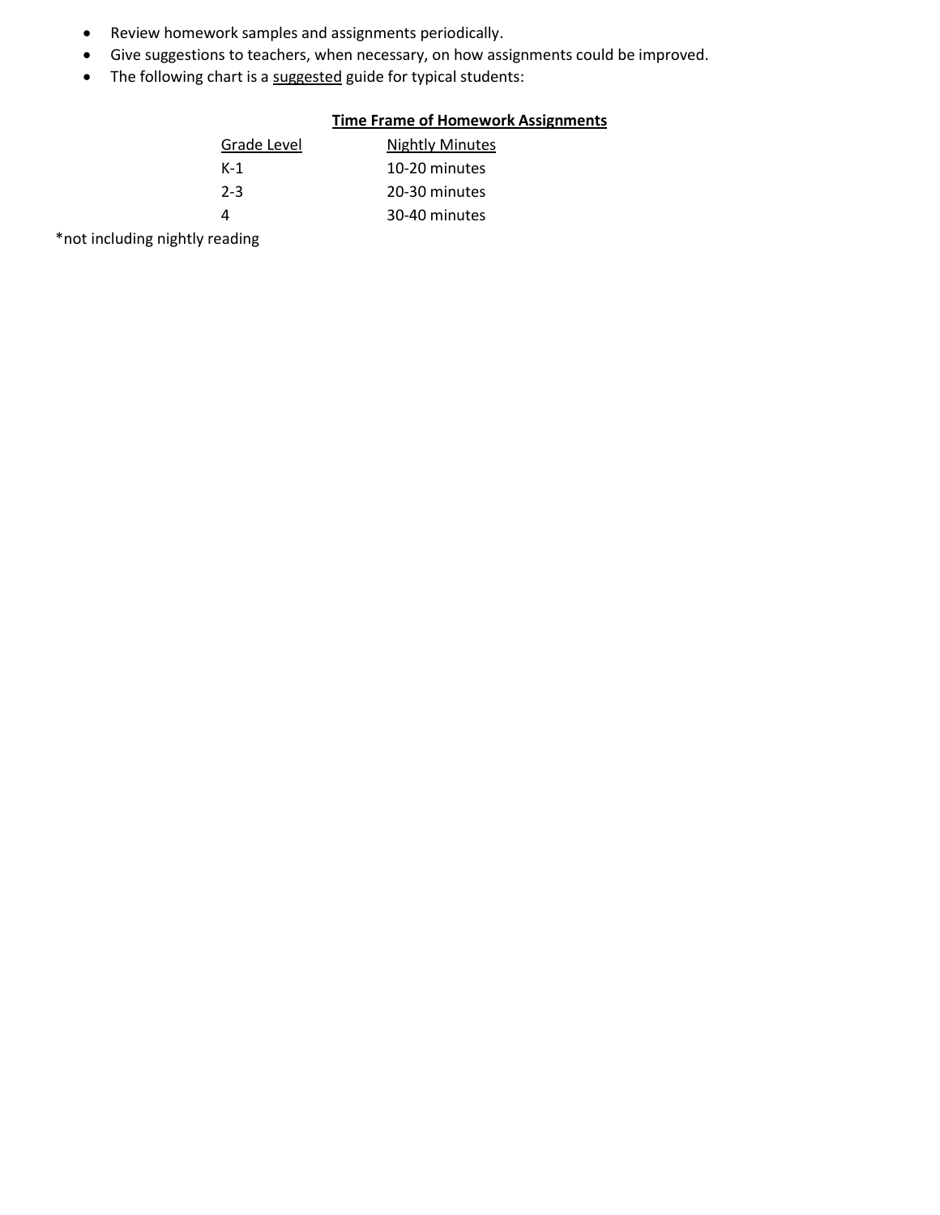- Review homework samples and assignments periodically.
- Give suggestions to teachers, when necessary, on how assignments could be improved.
- The following chart is a suggested guide for typical students:

**Time Frame of Homework Assignments**

| Grade Level | Nightly Minutes |
|---|---|
| K-1 | 10-20 minutes |
| 2-3 | 20-30 minutes |
| 4 | 30-40 minutes |

*not including nightly reading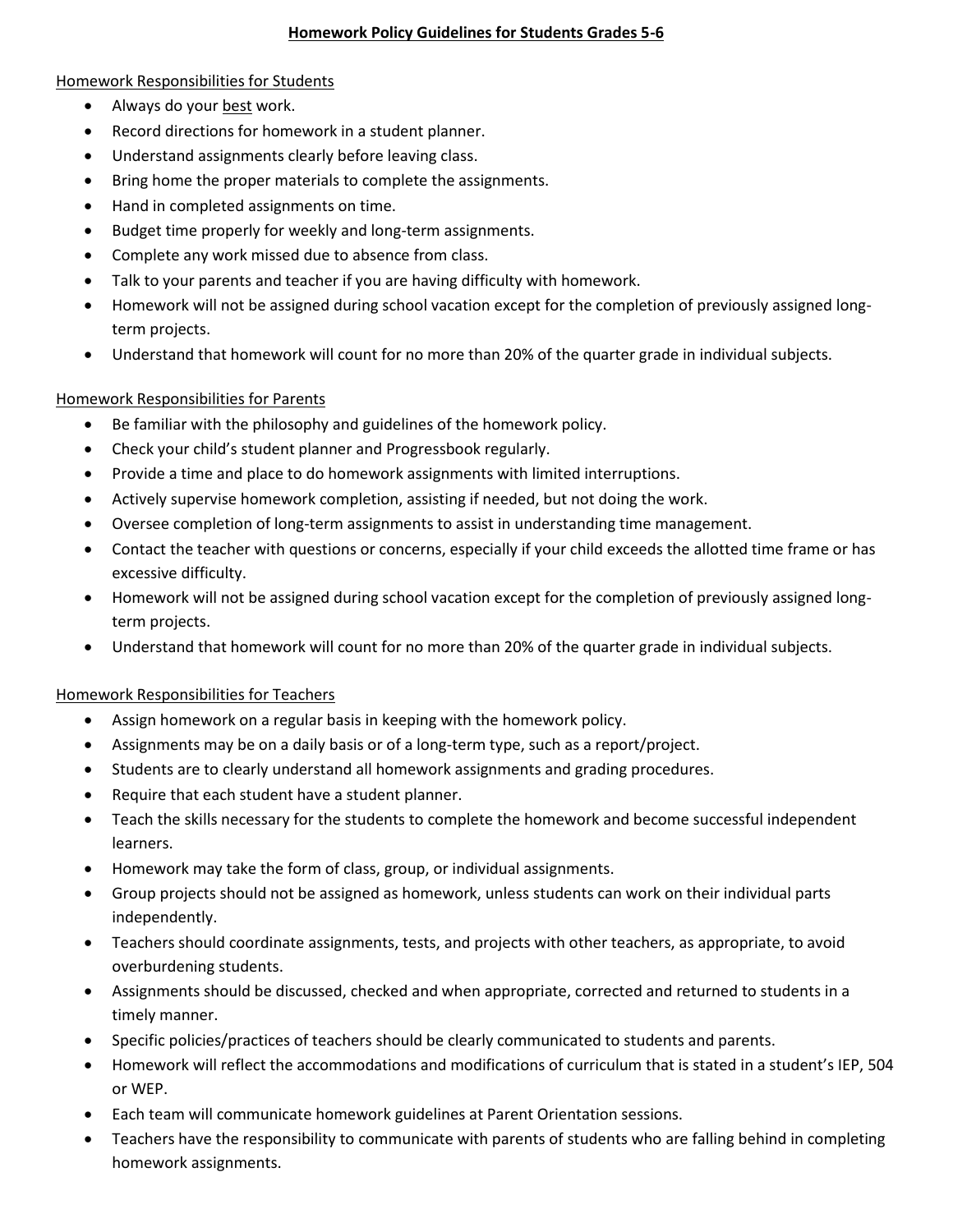## Homework Policy Guidelines for Students Grades 5-6

### Homework Responsibilities for Students

- Always do your best work.
- Record directions for homework in a student planner.
- Understand assignments clearly before leaving class.
- Bring home the proper materials to complete the assignments.
- Hand in completed assignments on time.
- Budget time properly for weekly and long-term assignments.
- Complete any work missed due to absence from class.
- Talk to your parents and teacher if you are having difficulty with homework.
- Homework will not be assigned during school vacation except for the completion of previously assigned long-term projects.
- Understand that homework will count for no more than 20% of the quarter grade in individual subjects.

### Homework Responsibilities for Parents

- Be familiar with the philosophy and guidelines of the homework policy.
- Check your child's student planner and Progressbook regularly.
- Provide a time and place to do homework assignments with limited interruptions.
- Actively supervise homework completion, assisting if needed, but not doing the work.
- Oversee completion of long-term assignments to assist in understanding time management.
- Contact the teacher with questions or concerns, especially if your child exceeds the allotted time frame or has excessive difficulty.
- Homework will not be assigned during school vacation except for the completion of previously assigned long-term projects.
- Understand that homework will count for no more than 20% of the quarter grade in individual subjects.

### Homework Responsibilities for Teachers

- Assign homework on a regular basis in keeping with the homework policy.
- Assignments may be on a daily basis or of a long-term type, such as a report/project.
- Students are to clearly understand all homework assignments and grading procedures.
- Require that each student have a student planner.
- Teach the skills necessary for the students to complete the homework and become successful independent learners.
- Homework may take the form of class, group, or individual assignments.
- Group projects should not be assigned as homework, unless students can work on their individual parts independently.
- Teachers should coordinate assignments, tests, and projects with other teachers, as appropriate, to avoid overburdening students.
- Assignments should be discussed, checked and when appropriate, corrected and returned to students in a timely manner.
- Specific policies/practices of teachers should be clearly communicated to students and parents.
- Homework will reflect the accommodations and modifications of curriculum that is stated in a student's IEP, 504 or WEP.
- Each team will communicate homework guidelines at Parent Orientation sessions.
- Teachers have the responsibility to communicate with parents of students who are falling behind in completing homework assignments.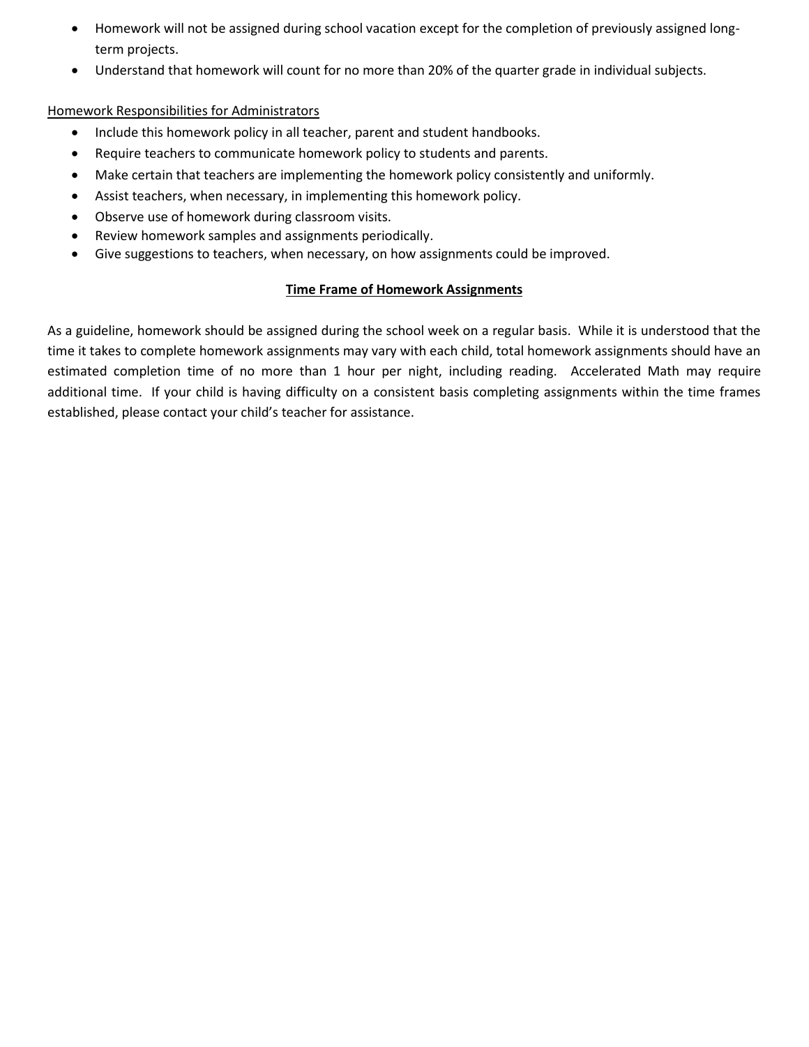- Homework will not be assigned during school vacation except for the completion of previously assigned long-term projects.
- Understand that homework will count for no more than 20% of the quarter grade in individual subjects.

Homework Responsibilities for Administrators

- Include this homework policy in all teacher, parent and student handbooks.
- Require teachers to communicate homework policy to students and parents.
- Make certain that teachers are implementing the homework policy consistently and uniformly.
- Assist teachers, when necessary, in implementing this homework policy.
- Observe use of homework during classroom visits.
- Review homework samples and assignments periodically.
- Give suggestions to teachers, when necessary, on how assignments could be improved.

## Time Frame of Homework Assignments

As a guideline, homework should be assigned during the school week on a regular basis. While it is understood that the time it takes to complete homework assignments may vary with each child, total homework assignments should have an estimated completion time of no more than 1 hour per night, including reading. Accelerated Math may require additional time. If your child is having difficulty on a consistent basis completing assignments within the time frames established, please contact your child's teacher for assistance.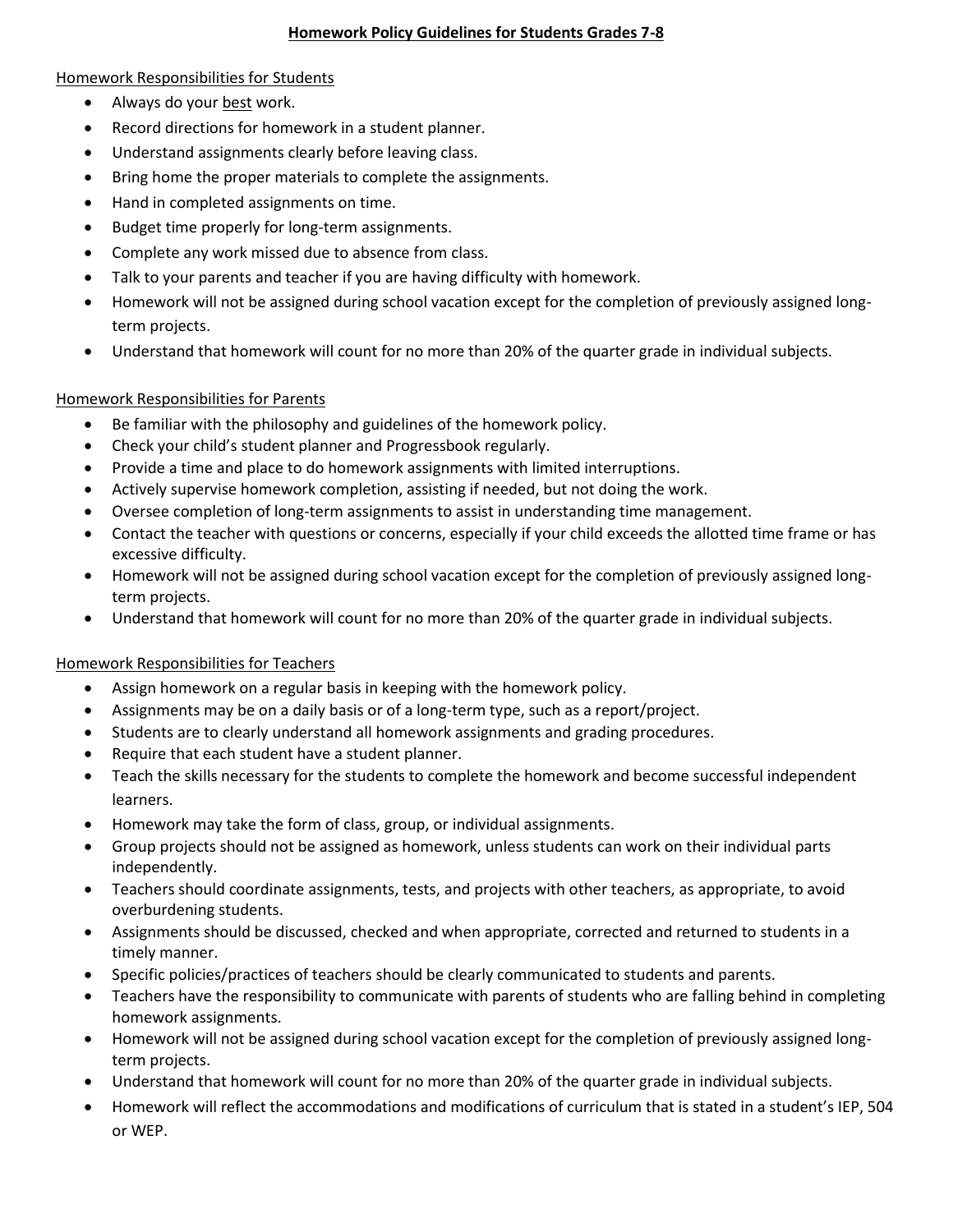# Homework Policy Guidelines for Students Grades 7-8

## Homework Responsibilities for Students

- Always do your best work.
- Record directions for homework in a student planner.
- Understand assignments clearly before leaving class.
- Bring home the proper materials to complete the assignments.
- Hand in completed assignments on time.
- Budget time properly for long-term assignments.
- Complete any work missed due to absence from class.
- Talk to your parents and teacher if you are having difficulty with homework.
- Homework will not be assigned during school vacation except for the completion of previously assigned long-term projects.
- Understand that homework will count for no more than 20% of the quarter grade in individual subjects.

## Homework Responsibilities for Parents

- Be familiar with the philosophy and guidelines of the homework policy.
- Check your child's student planner and Progressbook regularly.
- Provide a time and place to do homework assignments with limited interruptions.
- Actively supervise homework completion, assisting if needed, but not doing the work.
- Oversee completion of long-term assignments to assist in understanding time management.
- Contact the teacher with questions or concerns, especially if your child exceeds the allotted time frame or has excessive difficulty.
- Homework will not be assigned during school vacation except for the completion of previously assigned long-term projects.
- Understand that homework will count for no more than 20% of the quarter grade in individual subjects.

## Homework Responsibilities for Teachers

- Assign homework on a regular basis in keeping with the homework policy.
- Assignments may be on a daily basis or of a long-term type, such as a report/project.
- Students are to clearly understand all homework assignments and grading procedures.
- Require that each student have a student planner.
- Teach the skills necessary for the students to complete the homework and become successful independent learners.
- Homework may take the form of class, group, or individual assignments.
- Group projects should not be assigned as homework, unless students can work on their individual parts independently.
- Teachers should coordinate assignments, tests, and projects with other teachers, as appropriate, to avoid overburdening students.
- Assignments should be discussed, checked and when appropriate, corrected and returned to students in a timely manner.
- Specific policies/practices of teachers should be clearly communicated to students and parents.
- Teachers have the responsibility to communicate with parents of students who are falling behind in completing homework assignments.
- Homework will not be assigned during school vacation except for the completion of previously assigned long-term projects.
- Understand that homework will count for no more than 20% of the quarter grade in individual subjects.
- Homework will reflect the accommodations and modifications of curriculum that is stated in a student's IEP, 504 or WEP.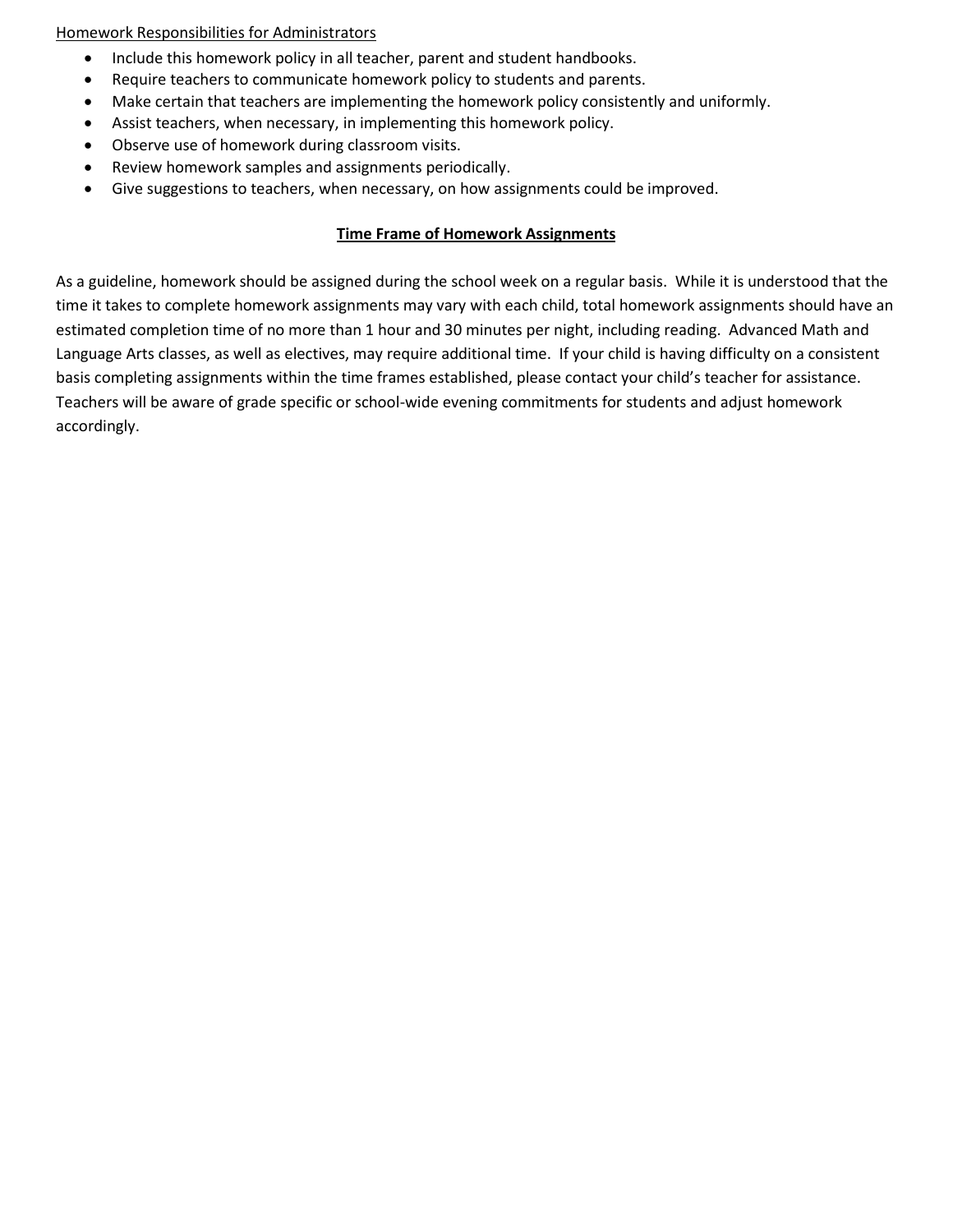Homework Responsibilities for Administrators

- Include this homework policy in all teacher, parent and student handbooks.
- Require teachers to communicate homework policy to students and parents.
- Make certain that teachers are implementing the homework policy consistently and uniformly.
- Assist teachers, when necessary, in implementing this homework policy.
- Observe use of homework during classroom visits.
- Review homework samples and assignments periodically.
- Give suggestions to teachers, when necessary, on how assignments could be improved.

## Time Frame of Homework Assignments

As a guideline, homework should be assigned during the school week on a regular basis. While it is understood that the time it takes to complete homework assignments may vary with each child, total homework assignments should have an estimated completion time of no more than 1 hour and 30 minutes per night, including reading. Advanced Math and Language Arts classes, as well as electives, may require additional time. If your child is having difficulty on a consistent basis completing assignments within the time frames established, please contact your child's teacher for assistance. Teachers will be aware of grade specific or school-wide evening commitments for students and adjust homework accordingly.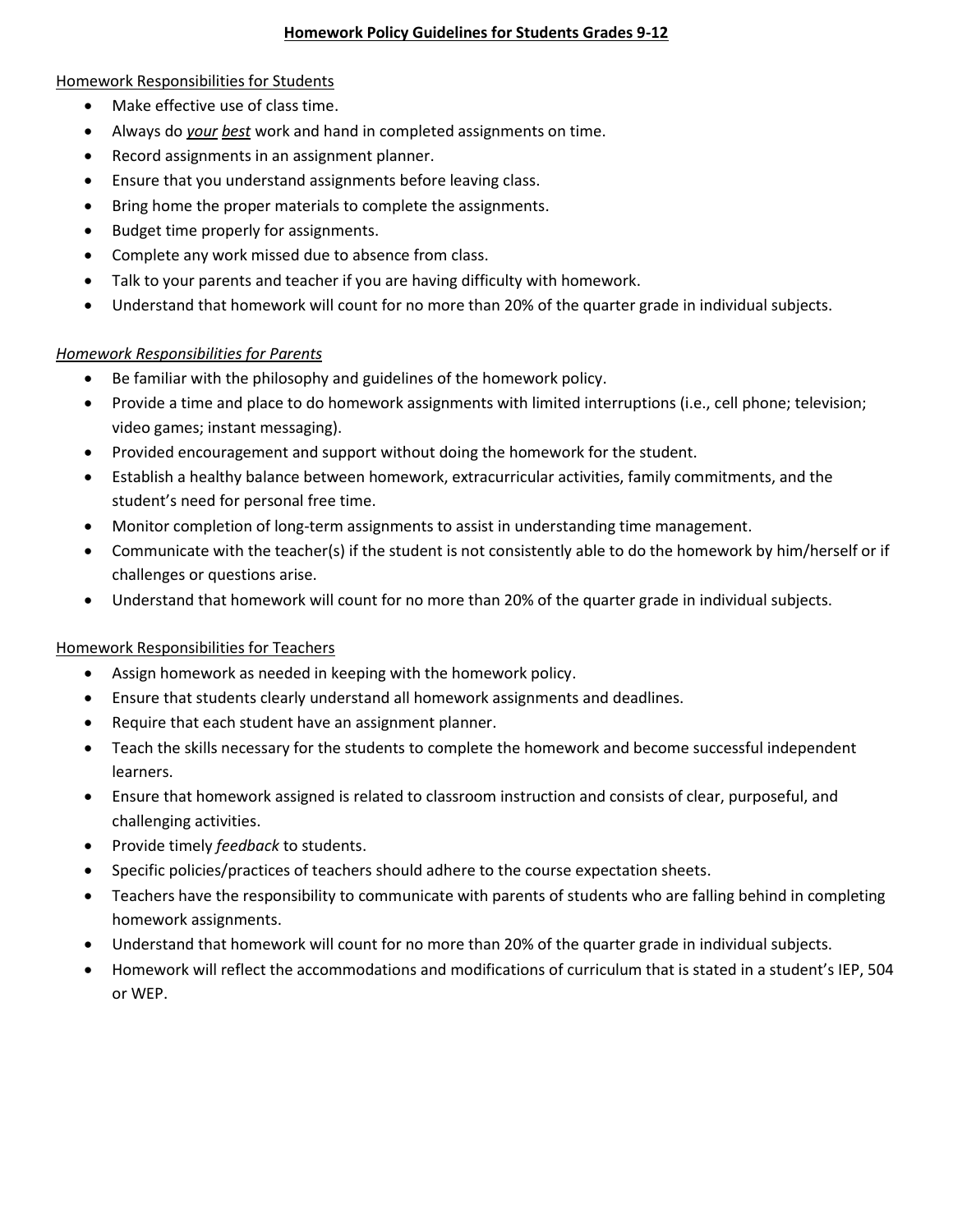# Homework Policy Guidelines for Students Grades 9-12

Homework Responsibilities for Students

- Make effective use of class time.
- Always do ***your best*** work and hand in completed assignments on time.
- Record assignments in an assignment planner.
- Ensure that you understand assignments before leaving class.
- Bring home the proper materials to complete the assignments.
- Budget time properly for assignments.
- Complete any work missed due to absence from class.
- Talk to your parents and teacher if you are having difficulty with homework.
- Understand that homework will count for no more than 20% of the quarter grade in individual subjects.

*Homework Responsibilities for Parents*

- Be familiar with the philosophy and guidelines of the homework policy.
- Provide a time and place to do homework assignments with limited interruptions (i.e., cell phone; television; video games; instant messaging).
- Provided encouragement and support without doing the homework for the student.
- Establish a healthy balance between homework, extracurricular activities, family commitments, and the student's need for personal free time.
- Monitor completion of long-term assignments to assist in understanding time management.
- Communicate with the teacher(s) if the student is not consistently able to do the homework by him/herself or if challenges or questions arise.
- Understand that homework will count for no more than 20% of the quarter grade in individual subjects.

Homework Responsibilities for Teachers

- Assign homework as needed in keeping with the homework policy.
- Ensure that students clearly understand all homework assignments and deadlines.
- Require that each student have an assignment planner.
- Teach the skills necessary for the students to complete the homework and become successful independent learners.
- Ensure that homework assigned is related to classroom instruction and consists of clear, purposeful, and challenging activities.
- Provide timely *feedback* to students.
- Specific policies/practices of teachers should adhere to the course expectation sheets.
- Teachers have the responsibility to communicate with parents of students who are falling behind in completing homework assignments.
- Understand that homework will count for no more than 20% of the quarter grade in individual subjects.
- Homework will reflect the accommodations and modifications of curriculum that is stated in a student's IEP, 504 or WEP.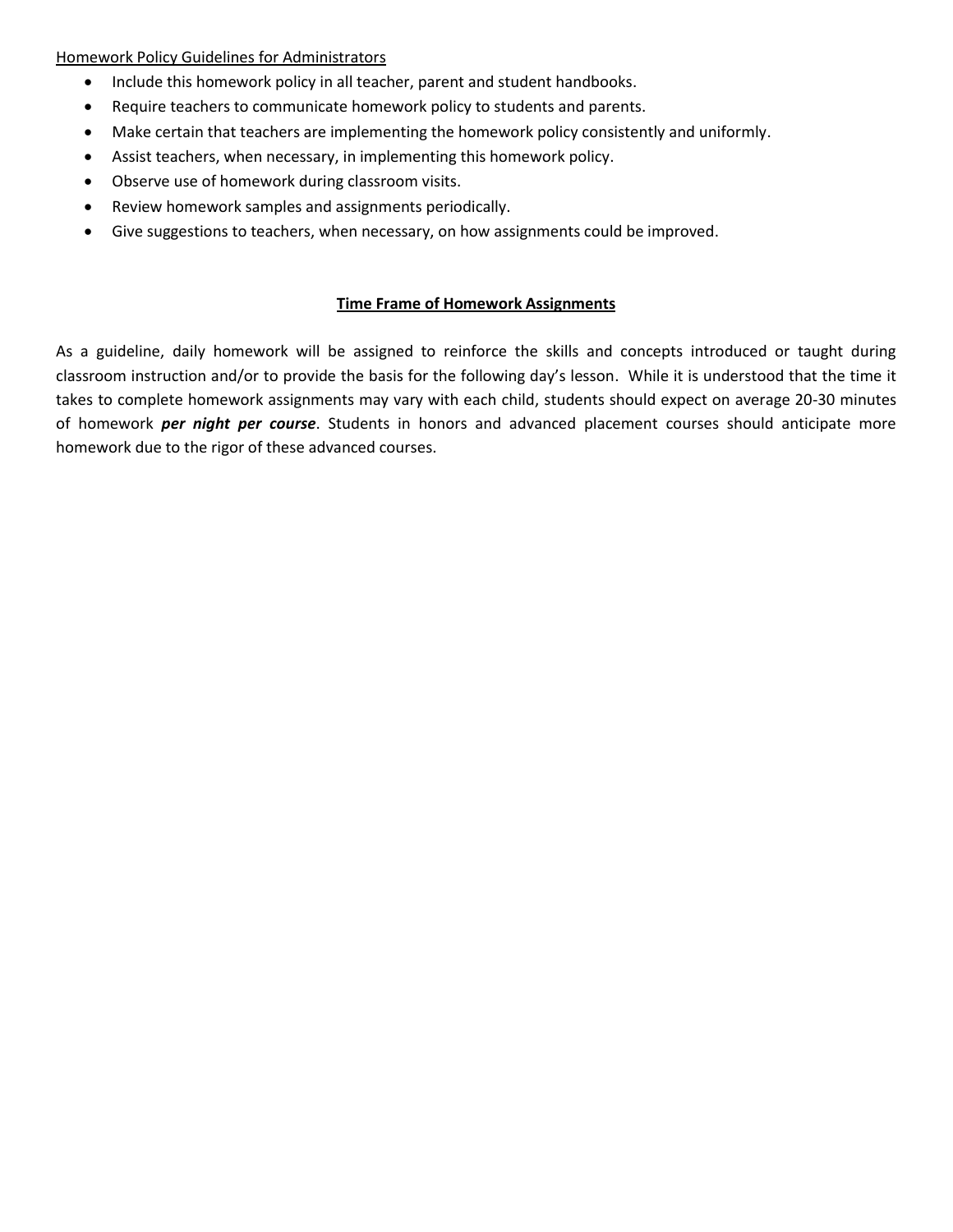Homework Policy Guidelines for Administrators

- Include this homework policy in all teacher, parent and student handbooks.
- Require teachers to communicate homework policy to students and parents.
- Make certain that teachers are implementing the homework policy consistently and uniformly.
- Assist teachers, when necessary, in implementing this homework policy.
- Observe use of homework during classroom visits.
- Review homework samples and assignments periodically.
- Give suggestions to teachers, when necessary, on how assignments could be improved.

## Time Frame of Homework Assignments

As a guideline, daily homework will be assigned to reinforce the skills and concepts introduced or taught during classroom instruction and/or to provide the basis for the following day's lesson. While it is understood that the time it takes to complete homework assignments may vary with each child, students should expect on average 20-30 minutes of homework ***per night per course***. Students in honors and advanced placement courses should anticipate more homework due to the rigor of these advanced courses.